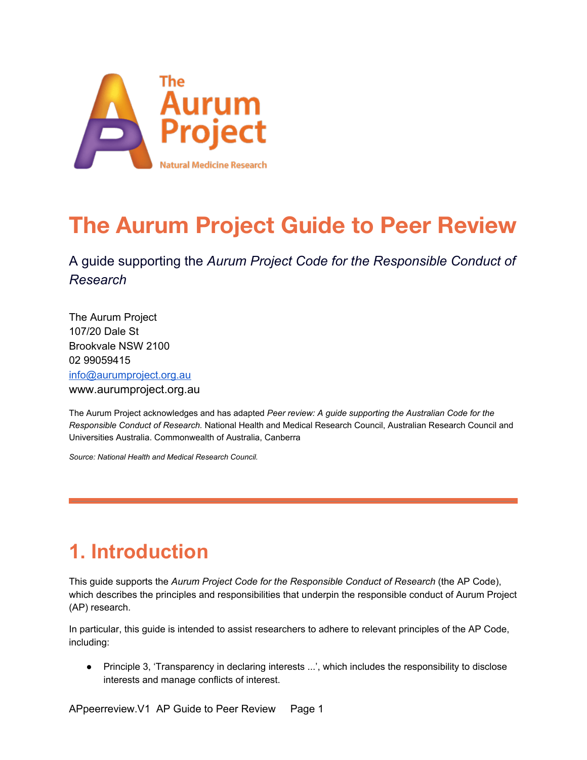# The Aurum Project Guide to Peer Review

A guide supporting the *Aurum Project Code for the Responsible Conduct of Research*

The Aurum Project
107/20 Dale St
Brookvale NSW 2100
02 99059415
info@aurumproject.org.au
www.aurumproject.org.au

The Aurum Project acknowledges and has adapted *Peer review: A guide supporting the Australian Code for the Responsible Conduct of Research.* National Health and Medical Research Council, Australian Research Council and Universities Australia. Commonwealth of Australia, Canberra

*Source: National Health and Medical Research Council.*

---

## 1. Introduction

This guide supports the *Aurum Project Code for the Responsible Conduct of Research* (the AP Code), which describes the principles and responsibilities that underpin the responsible conduct of Aurum Project (AP) research.

In particular, this guide is intended to assist researchers to adhere to relevant principles of the AP Code, including:

- Principle 3, 'Transparency in declaring interests ...', which includes the responsibility to disclose interests and manage conflicts of interest.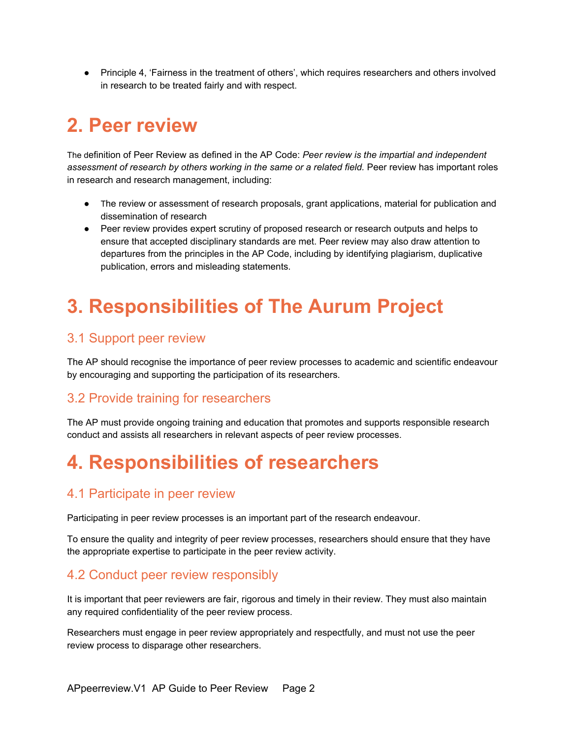- Principle 4, 'Fairness in the treatment of others', which requires researchers and others involved in research to be treated fairly and with respect.

# 2. Peer review

The definition of Peer Review as defined in the AP Code: *Peer review is the impartial and independent assessment of research by others working in the same or a related field.* Peer review has important roles in research and research management, including:

- The review or assessment of research proposals, grant applications, material for publication and dissemination of research
- Peer review provides expert scrutiny of proposed research or research outputs and helps to ensure that accepted disciplinary standards are met. Peer review may also draw attention to departures from the principles in the AP Code, including by identifying plagiarism, duplicative publication, errors and misleading statements.

# 3. Responsibilities of The Aurum Project

## 3.1 Support peer review

The AP should recognise the importance of peer review processes to academic and scientific endeavour by encouraging and supporting the participation of its researchers.

## 3.2 Provide training for researchers

The AP must provide ongoing training and education that promotes and supports responsible research conduct and assists all researchers in relevant aspects of peer review processes.

# 4. Responsibilities of researchers

## 4.1 Participate in peer review

Participating in peer review processes is an important part of the research endeavour.

To ensure the quality and integrity of peer review processes, researchers should ensure that they have the appropriate expertise to participate in the peer review activity.

## 4.2 Conduct peer review responsibly

It is important that peer reviewers are fair, rigorous and timely in their review. They must also maintain any required confidentiality of the peer review process.

Researchers must engage in peer review appropriately and respectfully, and must not use the peer review process to disparage other researchers.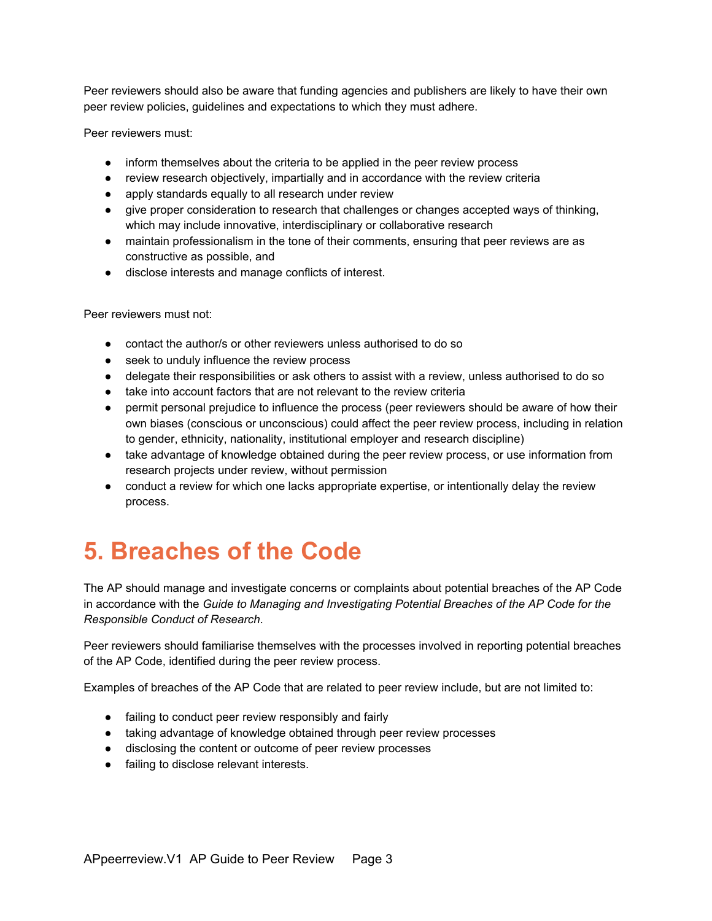Peer reviewers should also be aware that funding agencies and publishers are likely to have their own peer review policies, guidelines and expectations to which they must adhere.

Peer reviewers must:

- inform themselves about the criteria to be applied in the peer review process
- review research objectively, impartially and in accordance with the review criteria
- apply standards equally to all research under review
- give proper consideration to research that challenges or changes accepted ways of thinking, which may include innovative, interdisciplinary or collaborative research
- maintain professionalism in the tone of their comments, ensuring that peer reviews are as constructive as possible, and
- disclose interests and manage conflicts of interest.

Peer reviewers must not:

- contact the author/s or other reviewers unless authorised to do so
- seek to unduly influence the review process
- delegate their responsibilities or ask others to assist with a review, unless authorised to do so
- take into account factors that are not relevant to the review criteria
- permit personal prejudice to influence the process (peer reviewers should be aware of how their own biases (conscious or unconscious) could affect the peer review process, including in relation to gender, ethnicity, nationality, institutional employer and research discipline)
- take advantage of knowledge obtained during the peer review process, or use information from research projects under review, without permission
- conduct a review for which one lacks appropriate expertise, or intentionally delay the review process.

# 5. Breaches of the Code

The AP should manage and investigate concerns or complaints about potential breaches of the AP Code in accordance with the *Guide to Managing and Investigating Potential Breaches of the AP Code for the Responsible Conduct of Research*.

Peer reviewers should familiarise themselves with the processes involved in reporting potential breaches of the AP Code, identified during the peer review process.

Examples of breaches of the AP Code that are related to peer review include, but are not limited to:

- failing to conduct peer review responsibly and fairly
- taking advantage of knowledge obtained through peer review processes
- disclosing the content or outcome of peer review processes
- failing to disclose relevant interests.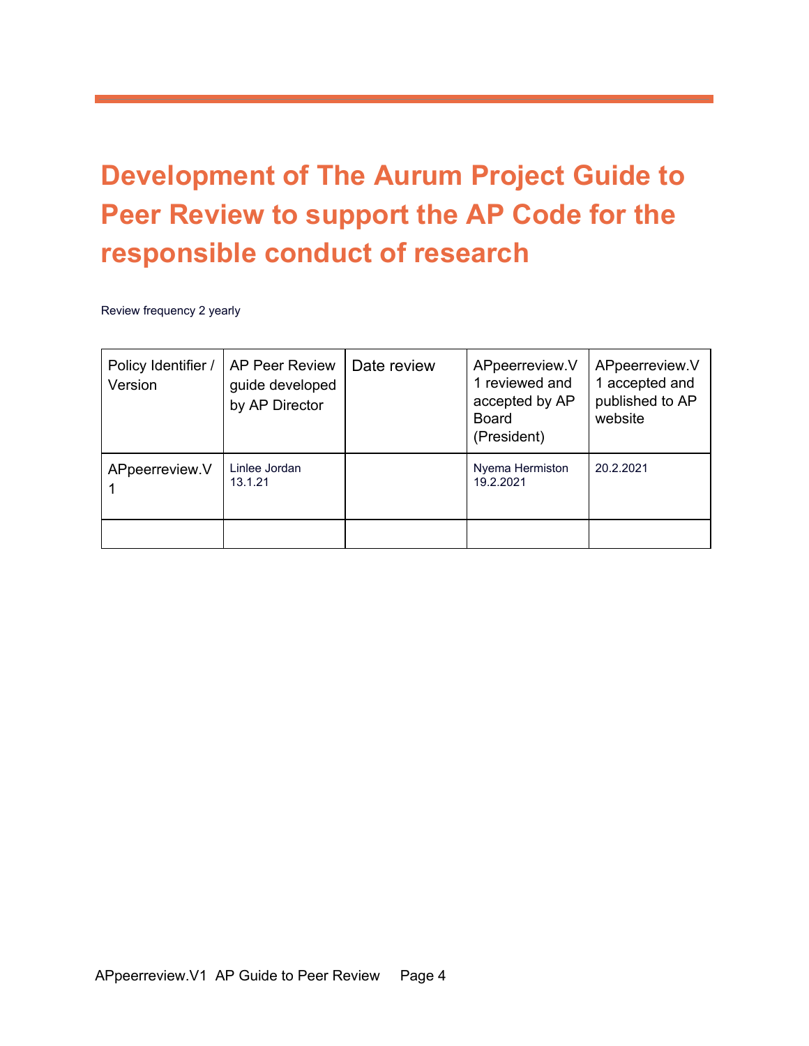# Development of The Aurum Project Guide to Peer Review to support the AP Code for the responsible conduct of research

Review frequency 2 yearly

| Policy Identifier / Version | AP Peer Review guide developed by AP Director | Date review | APpeerreview.V1 reviewed and accepted by AP Board (President) | APpeerreview.V1 accepted and published to AP website |
|---|---|---|---|---|
| APpeerreview.V1 | Linlee Jordan 13.1.21 | | Nyema Hermiston 19.2.2021 | 20.2.2021 |
| | | | | |